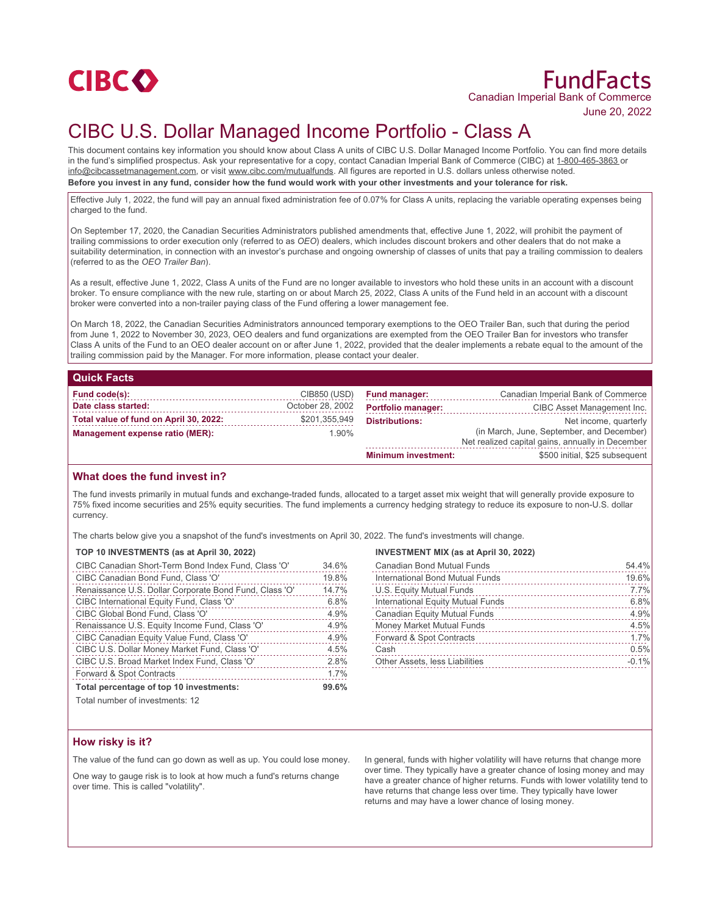CIBC

# FundFacts

Canadian Imperial Bank of Commerce

June 20, 2022

# CIBC U.S. Dollar Managed Income Portfolio - Class A

This document contains key information you should know about Class A units of CIBC U.S. Dollar Managed Income Portfolio. You can find more details in the fund's simplified prospectus. Ask your representative for a copy, contact Canadian Imperial Bank of Commerce (CIBC) at 1-800-465-3863 or info@cibcassetmanagement.com, or visit www.cibc.com/mutualfunds. All figures are reported in U.S. dollars unless otherwise noted.

**Before you invest in any fund, consider how the fund would work with your other investments and your tolerance for risk.**

Effective July 1, 2022, the fund will pay an annual fixed administration fee of 0.07% for Class A units, replacing the variable operating expenses being charged to the fund.

On September 17, 2020, the Canadian Securities Administrators published amendments that, effective June 1, 2022, will prohibit the payment of trailing commissions to order execution only (referred to as *OEO*) dealers, which includes discount brokers and other dealers that do not make a suitability determination, in connection with an investor's purchase and ongoing ownership of classes of units that pay a trailing commission to dealers (referred to as the *OEO Trailer Ban*).

As a result, effective June 1, 2022, Class A units of the Fund are no longer available to investors who hold these units in an account with a discount broker. To ensure compliance with the new rule, starting on or about March 25, 2022, Class A units of the Fund held in an account with a discount broker were converted into a non-trailer paying class of the Fund offering a lower management fee.

On March 18, 2022, the Canadian Securities Administrators announced temporary exemptions to the OEO Trailer Ban, such that during the period from June 1, 2022 to November 30, 2023, OEO dealers and fund organizations are exempted from the OEO Trailer Ban for investors who transfer Class A units of the Fund to an OEO dealer account on or after June 1, 2022, provided that the dealer implements a rebate equal to the amount of the trailing commission paid by the Manager. For more information, please contact your dealer.

## Quick Facts

| | |
|---|---|
| **Fund code(s):** | CIB850 (USD) |
| **Date class started:** | October 28, 2002 |
| **Total value of fund on April 30, 2022:** | $201,355,949 |
| **Management expense ratio (MER):** | 1.90% |
| **Fund manager:** | Canadian Imperial Bank of Commerce |
| **Portfolio manager:** | CIBC Asset Management Inc. |
| **Distributions:** | Net income, quarterly (in March, June, September, and December) Net realized capital gains, annually in December |
| **Minimum investment:** | $500 initial, $25 subsequent |

## What does the fund invest in?

The fund invests primarily in mutual funds and exchange-traded funds, allocated to a target asset mix weight that will generally provide exposure to 75% fixed income securities and 25% equity securities. The fund implements a currency hedging strategy to reduce its exposure to non-U.S. dollar currency.

The charts below give you a snapshot of the fund's investments on April 30, 2022. The fund's investments will change.

**TOP 10 INVESTMENTS (as at April 30, 2022)**

| | |
|---|---|
| CIBC Canadian Short-Term Bond Index Fund, Class 'O' | 34.6% |
| CIBC Canadian Bond Fund, Class 'O' | 19.8% |
| Renaissance U.S. Dollar Corporate Bond Fund, Class 'O' | 14.7% |
| CIBC International Equity Fund, Class 'O' | 6.8% |
| CIBC Global Bond Fund, Class 'O' | 4.9% |
| Renaissance U.S. Equity Income Fund, Class 'O' | 4.9% |
| CIBC Canadian Equity Value Fund, Class 'O' | 4.9% |
| CIBC U.S. Dollar Money Market Fund, Class 'O' | 4.5% |
| CIBC U.S. Broad Market Index Fund, Class 'O' | 2.8% |
| Forward & Spot Contracts | 1.7% |
| **Total percentage of top 10 investments:** | **99.6%** |

Total number of investments: 12

**INVESTMENT MIX (as at April 30, 2022)**

| | |
|---|---|
| Canadian Bond Mutual Funds | 54.4% |
| International Bond Mutual Funds | 19.6% |
| U.S. Equity Mutual Funds | 7.7% |
| International Equity Mutual Funds | 6.8% |
| Canadian Equity Mutual Funds | 4.9% |
| Money Market Mutual Funds | 4.5% |
| Forward & Spot Contracts | 1.7% |
| Cash | 0.5% |
| Other Assets, less Liabilities | -0.1% |

## How risky is it?

The value of the fund can go down as well as up. You could lose money.

One way to gauge risk is to look at how much a fund's returns change over time. This is called "volatility".

In general, funds with higher volatility will have returns that change more over time. They typically have a greater chance of losing money and may have a greater chance of higher returns. Funds with lower volatility tend to have returns that change less over time. They typically have lower returns and may have a lower chance of losing money.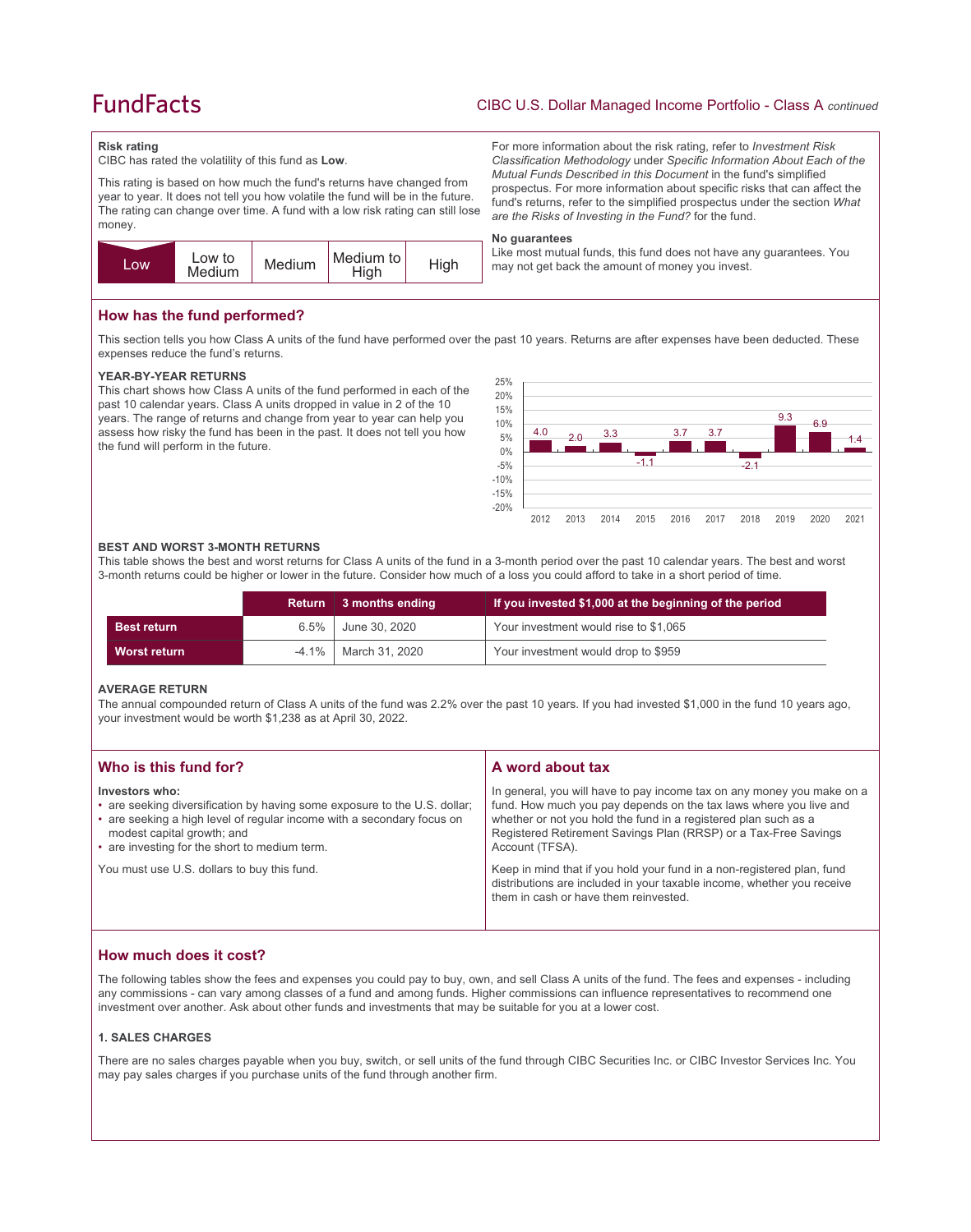### Risk rating

CIBC has rated the volatility of this fund as **Low**.

This rating is based on how much the fund's returns have changed from year to year. It does not tell you how volatile the fund will be in the future. The rating can change over time. A fund with a low risk rating can still lose money.

| **Low** | Low to Medium | Medium | Medium to High | High |
|---|---|---|---|---|

For more information about the risk rating, refer to *Investment Risk Classification Methodology* under *Specific Information About Each of the Mutual Funds Described in this Document* in the fund's simplified prospectus. For more information about specific risks that can affect the fund's returns, refer to the simplified prospectus under the section *What are the Risks of Investing in the Fund?* for the fund.

### No guarantees

Like most mutual funds, this fund does not have any guarantees. You may not get back the amount of money you invest.

## How has the fund performed?

This section tells you how Class A units of the fund have performed over the past 10 years. Returns are after expenses have been deducted. These expenses reduce the fund's returns.

### YEAR-BY-YEAR RETURNS

This chart shows how Class A units of the fund performed in each of the past 10 calendar years. Class A units dropped in value in 2 of the 10 years. The range of returns and change from year to year can help you assess how risky the fund has been in the past. It does not tell you how the fund will perform in the future.

| Year | 2012 | 2013 | 2014 | 2015 | 2016 | 2017 | 2018 | 2019 | 2020 | 2021 |
|---|---|---|---|---|---|---|---|---|---|---|
| Return (%) | 4.0 | 2.0 | 3.3 | -1.1 | 3.7 | 3.7 | -2.1 | 9.3 | 6.9 | 1.4 |

### BEST AND WORST 3-MONTH RETURNS

This table shows the best and worst returns for Class A units of the fund in a 3-month period over the past 10 calendar years. The best and worst 3-month returns could be higher or lower in the future. Consider how much of a loss you could afford to take in a short period of time.

| | Return | 3 months ending | If you invested $1,000 at the beginning of the period |
|---|---|---|---|
| **Best return** | 6.5% | June 30, 2020 | Your investment would rise to $1,065 |
| **Worst return** | -4.1% | March 31, 2020 | Your investment would drop to $959 |

### AVERAGE RETURN

The annual compounded return of Class A units of the fund was 2.2% over the past 10 years. If you had invested $1,000 in the fund 10 years ago, your investment would be worth $1,238 as at April 30, 2022.

## Who is this fund for?

**Investors who:**

- are seeking diversification by having some exposure to the U.S. dollar;
- are seeking a high level of regular income with a secondary focus on modest capital growth; and
- are investing for the short to medium term.

You must use U.S. dollars to buy this fund.

## A word about tax

In general, you will have to pay income tax on any money you make on a fund. How much you pay depends on the tax laws where you live and whether or not you hold the fund in a registered plan such as a Registered Retirement Savings Plan (RRSP) or a Tax-Free Savings Account (TFSA).

Keep in mind that if you hold your fund in a non-registered plan, fund distributions are included in your taxable income, whether you receive them in cash or have them reinvested.

## How much does it cost?

The following tables show the fees and expenses you could pay to buy, own, and sell Class A units of the fund. The fees and expenses - including any commissions - can vary among classes of a fund and among funds. Higher commissions can influence representatives to recommend one investment over another. Ask about other funds and investments that may be suitable for you at a lower cost.

### 1. SALES CHARGES

There are no sales charges payable when you buy, switch, or sell units of the fund through CIBC Securities Inc. or CIBC Investor Services Inc. You may pay sales charges if you purchase units of the fund through another firm.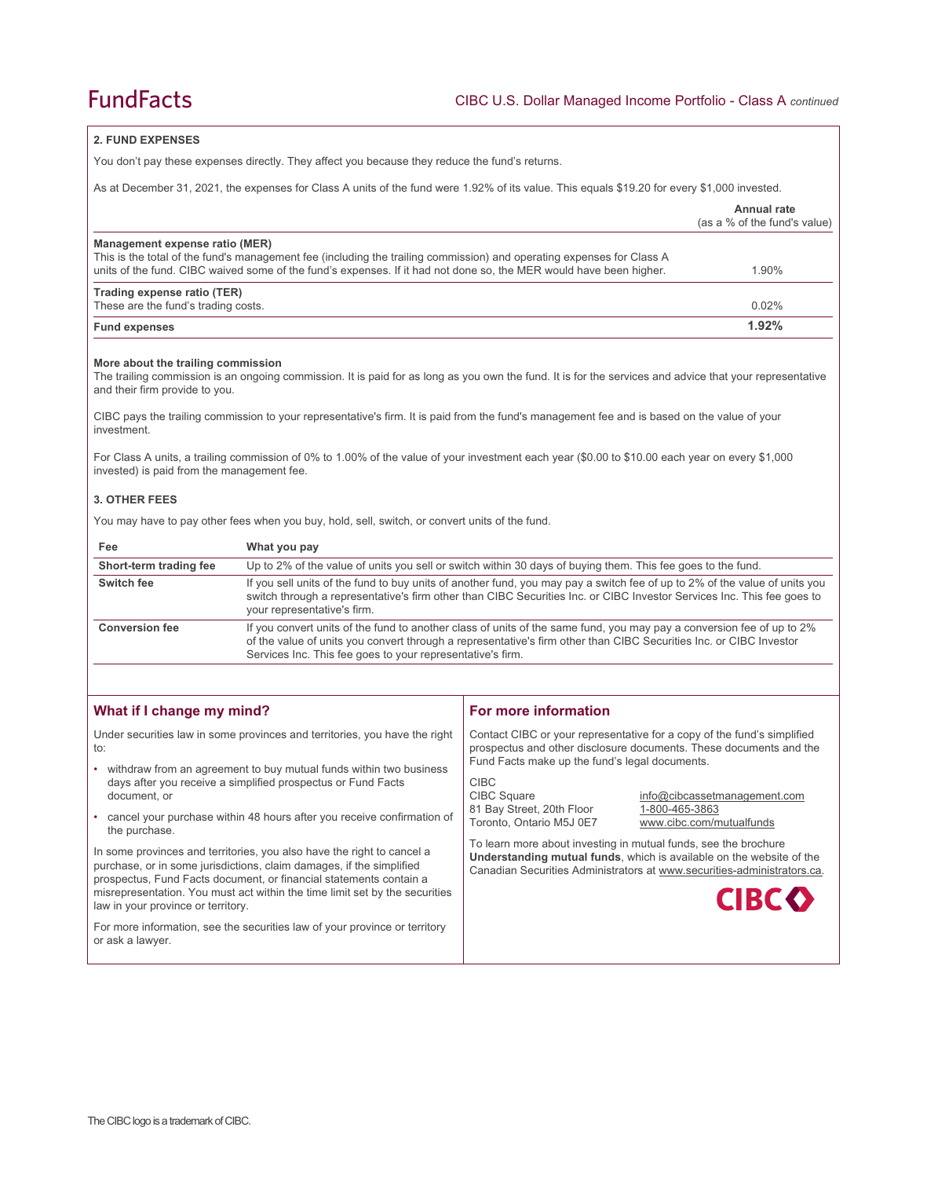## 2. FUND EXPENSES

You don't pay these expenses directly. They affect you because they reduce the fund's returns.

As at December 31, 2021, the expenses for Class A units of the fund were 1.92% of its value. This equals $19.20 for every $1,000 invested.

| | Annual rate (as a % of the fund's value) |
|---|---|
| **Management expense ratio (MER)**<br>This is the total of the fund's management fee (including the trailing commission) and operating expenses for Class A units of the fund. CIBC waived some of the fund's expenses. If it had not done so, the MER would have been higher. | 1.90% |
| **Trading expense ratio (TER)**<br>These are the fund's trading costs. | 0.02% |
| **Fund expenses** | **1.92%** |

**More about the trailing commission**

The trailing commission is an ongoing commission. It is paid for as long as you own the fund. It is for the services and advice that your representative and their firm provide to you.

CIBC pays the trailing commission to your representative's firm. It is paid from the fund's management fee and is based on the value of your investment.

For Class A units, a trailing commission of 0% to 1.00% of the value of your investment each year ($0.00 to $10.00 each year on every $1,000 invested) is paid from the management fee.

## 3. OTHER FEES

You may have to pay other fees when you buy, hold, sell, switch, or convert units of the fund.

| Fee | What you pay |
|---|---|
| **Short-term trading fee** | Up to 2% of the value of units you sell or switch within 30 days of buying them. This fee goes to the fund. |
| **Switch fee** | If you sell units of the fund to buy units of another fund, you may pay a switch fee of up to 2% of the value of units you switch through a representative's firm other than CIBC Securities Inc. or CIBC Investor Services Inc. This fee goes to your representative's firm. |
| **Conversion fee** | If you convert units of the fund to another class of units of the same fund, you may pay a conversion fee of up to 2% of the value of units you convert through a representative's firm other than CIBC Securities Inc. or CIBC Investor Services Inc. This fee goes to your representative's firm. |

## What if I change my mind?

Under securities law in some provinces and territories, you have the right to:

- withdraw from an agreement to buy mutual funds within two business days after you receive a simplified prospectus or Fund Facts document, or
- cancel your purchase within 48 hours after you receive confirmation of the purchase.

In some provinces and territories, you also have the right to cancel a purchase, or in some jurisdictions, claim damages, if the simplified prospectus, Fund Facts document, or financial statements contain a misrepresentation. You must act within the time limit set by the securities law in your province or territory.

For more information, see the securities law of your province or territory or ask a lawyer.

## For more information

Contact CIBC or your representative for a copy of the fund's simplified prospectus and other disclosure documents. These documents and the Fund Facts make up the fund's legal documents.

CIBC
CIBC Square
81 Bay Street, 20th Floor
Toronto, Ontario M5J 0E7

info@cibcassetmanagement.com
1-800-465-3863
www.cibc.com/mutualfunds

To learn more about investing in mutual funds, see the brochure **Understanding mutual funds**, which is available on the website of the Canadian Securities Administrators at www.securities-administrators.ca.

CIBC

The CIBC logo is a trademark of CIBC.